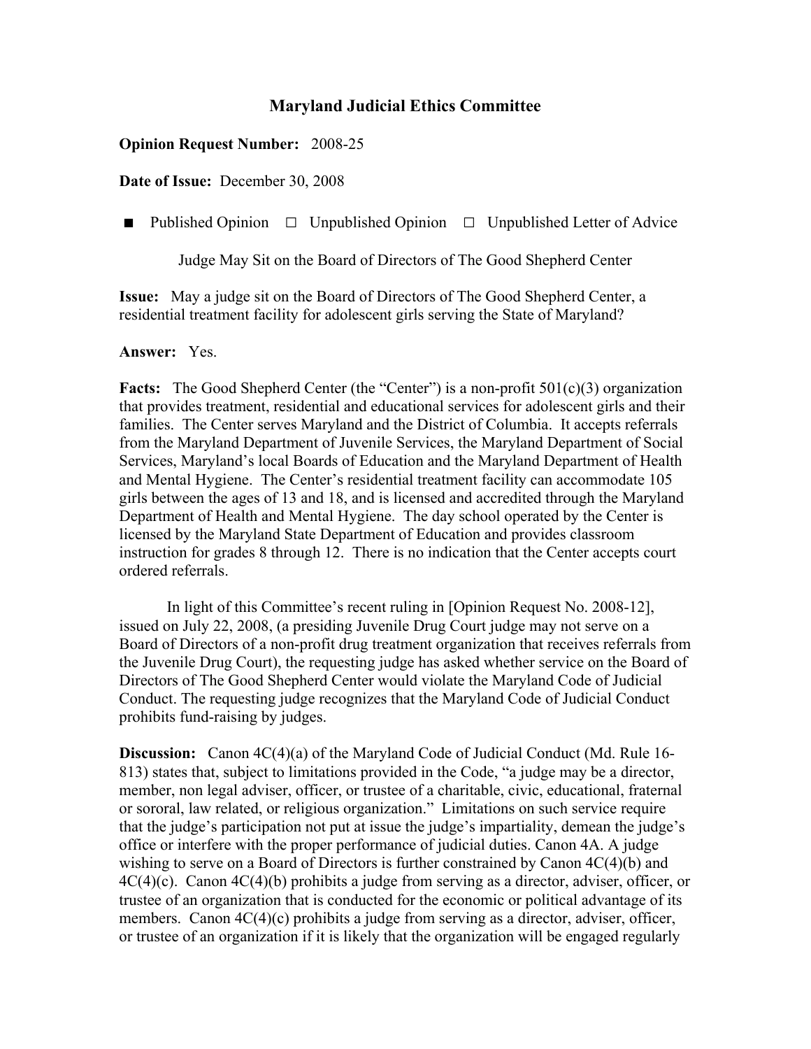# Maryland Judicial Ethics Committee

**Opinion Request Number:** 2008-25

**Date of Issue:** December 30, 2008

■ Published Opinion □ Unpublished Opinion □ Unpublished Letter of Advice

Judge May Sit on the Board of Directors of The Good Shepherd Center

**Issue:** May a judge sit on the Board of Directors of The Good Shepherd Center, a residential treatment facility for adolescent girls serving the State of Maryland?

**Answer:** Yes.

**Facts:** The Good Shepherd Center (the "Center") is a non-profit 501(c)(3) organization that provides treatment, residential and educational services for adolescent girls and their families. The Center serves Maryland and the District of Columbia. It accepts referrals from the Maryland Department of Juvenile Services, the Maryland Department of Social Services, Maryland's local Boards of Education and the Maryland Department of Health and Mental Hygiene. The Center's residential treatment facility can accommodate 105 girls between the ages of 13 and 18, and is licensed and accredited through the Maryland Department of Health and Mental Hygiene. The day school operated by the Center is licensed by the Maryland State Department of Education and provides classroom instruction for grades 8 through 12. There is no indication that the Center accepts court ordered referrals.

In light of this Committee's recent ruling in [Opinion Request No. 2008-12], issued on July 22, 2008, (a presiding Juvenile Drug Court judge may not serve on a Board of Directors of a non-profit drug treatment organization that receives referrals from the Juvenile Drug Court), the requesting judge has asked whether service on the Board of Directors of The Good Shepherd Center would violate the Maryland Code of Judicial Conduct. The requesting judge recognizes that the Maryland Code of Judicial Conduct prohibits fund-raising by judges.

**Discussion:** Canon 4C(4)(a) of the Maryland Code of Judicial Conduct (Md. Rule 16-813) states that, subject to limitations provided in the Code, "a judge may be a director, member, non legal adviser, officer, or trustee of a charitable, civic, educational, fraternal or sororal, law related, or religious organization." Limitations on such service require that the judge's participation not put at issue the judge's impartiality, demean the judge's office or interfere with the proper performance of judicial duties. Canon 4A. A judge wishing to serve on a Board of Directors is further constrained by Canon 4C(4)(b) and 4C(4)(c). Canon 4C(4)(b) prohibits a judge from serving as a director, adviser, officer, or trustee of an organization that is conducted for the economic or political advantage of its members. Canon 4C(4)(c) prohibits a judge from serving as a director, adviser, officer, or trustee of an organization if it is likely that the organization will be engaged regularly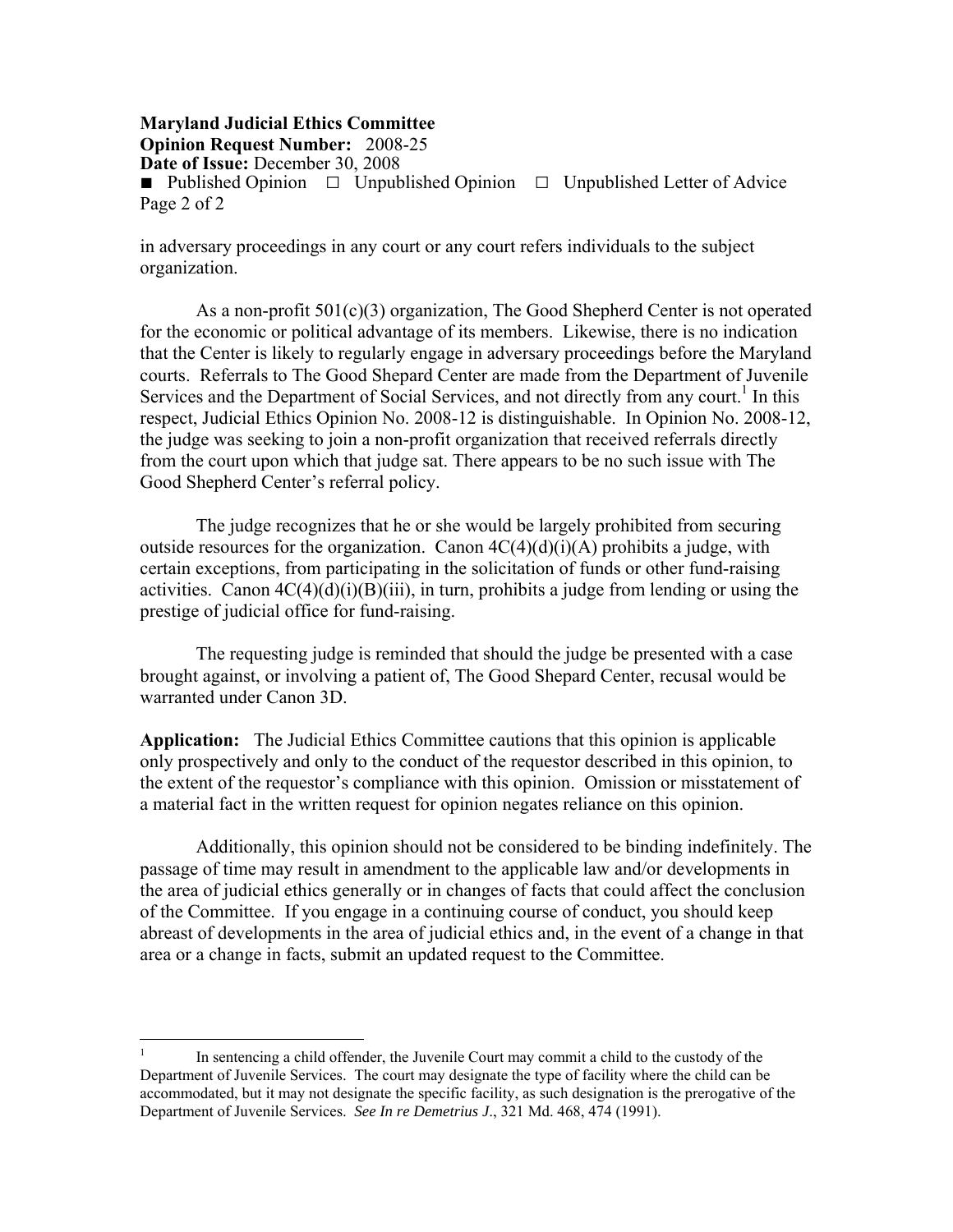in adversary proceedings in any court or any court refers individuals to the subject organization.

As a non-profit 501(c)(3) organization, The Good Shepherd Center is not operated for the economic or political advantage of its members. Likewise, there is no indication that the Center is likely to regularly engage in adversary proceedings before the Maryland courts. Referrals to The Good Shepard Center are made from the Department of Juvenile Services and the Department of Social Services, and not directly from any court.[1] In this respect, Judicial Ethics Opinion No. 2008-12 is distinguishable. In Opinion No. 2008-12, the judge was seeking to join a non-profit organization that received referrals directly from the court upon which that judge sat. There appears to be no such issue with The Good Shepherd Center's referral policy.

The judge recognizes that he or she would be largely prohibited from securing outside resources for the organization. Canon 4C(4)(d)(i)(A) prohibits a judge, with certain exceptions, from participating in the solicitation of funds or other fund-raising activities. Canon 4C(4)(d)(i)(B)(iii), in turn, prohibits a judge from lending or using the prestige of judicial office for fund-raising.

The requesting judge is reminded that should the judge be presented with a case brought against, or involving a patient of, The Good Shepard Center, recusal would be warranted under Canon 3D.

**Application:** The Judicial Ethics Committee cautions that this opinion is applicable only prospectively and only to the conduct of the requestor described in this opinion, to the extent of the requestor's compliance with this opinion. Omission or misstatement of a material fact in the written request for opinion negates reliance on this opinion.

Additionally, this opinion should not be considered to be binding indefinitely. The passage of time may result in amendment to the applicable law and/or developments in the area of judicial ethics generally or in changes of facts that could affect the conclusion of the Committee. If you engage in a continuing course of conduct, you should keep abreast of developments in the area of judicial ethics and, in the event of a change in that area or a change in facts, submit an updated request to the Committee.

---

[1] In sentencing a child offender, the Juvenile Court may commit a child to the custody of the Department of Juvenile Services. The court may designate the type of facility where the child can be accommodated, but it may not designate the specific facility, as such designation is the prerogative of the Department of Juvenile Services. *See In re Demetrius J*., 321 Md. 468, 474 (1991).